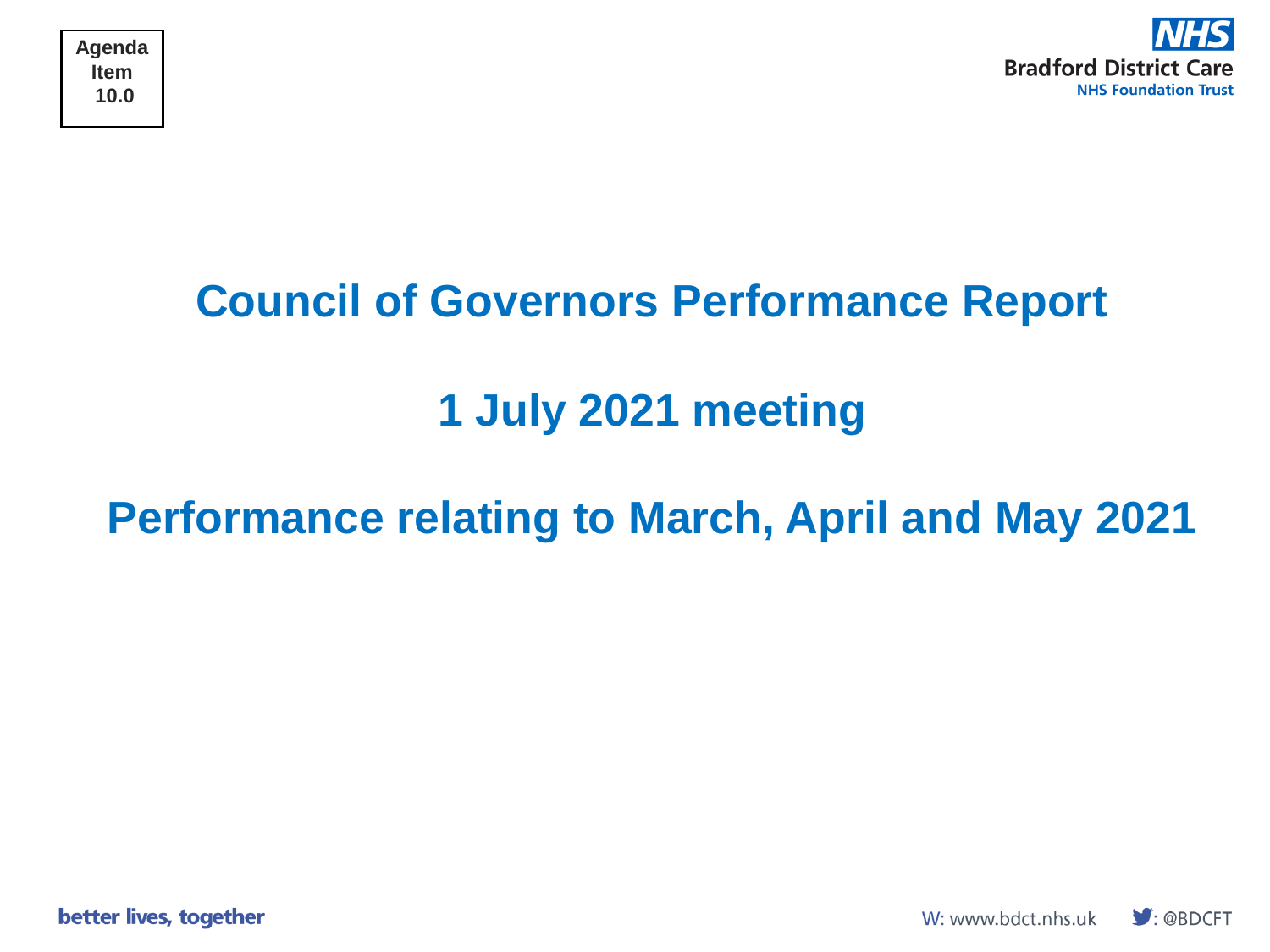Agenda Item 10.0

NHS Bradford District Care NHS Foundation Trust

# Council of Governors Performance Report

## 1 July 2021 meeting

## Performance relating to March, April and May 2021

better lives, together

W: www.bdct.nhs.uk

: @BDCFT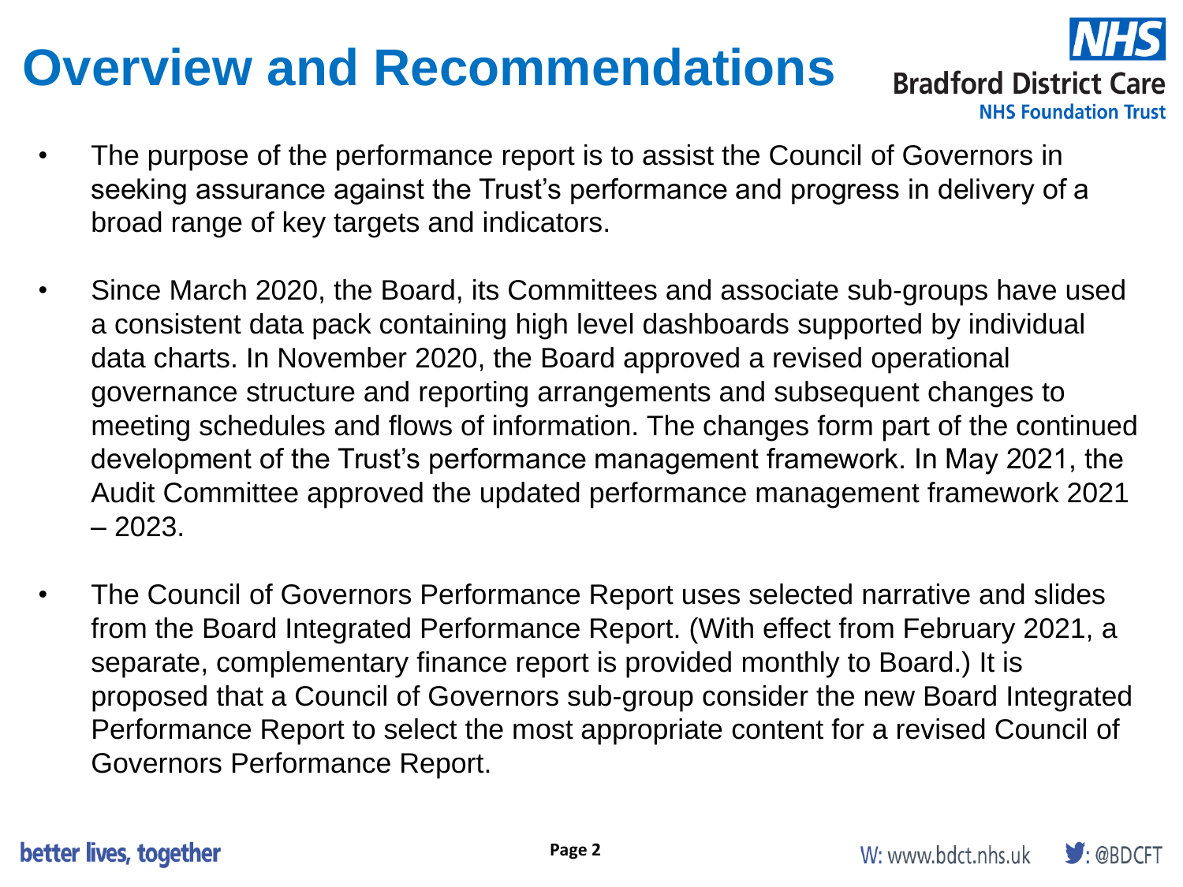# Overview and Recommendations

- The purpose of the performance report is to assist the Council of Governors in seeking assurance against the Trust's performance and progress in delivery of a broad range of key targets and indicators.

- Since March 2020, the Board, its Committees and associate sub-groups have used a consistent data pack containing high level dashboards supported by individual data charts. In November 2020, the Board approved a revised operational governance structure and reporting arrangements and subsequent changes to meeting schedules and flows of information. The changes form part of the continued development of the Trust's performance management framework. In May 2021, the Audit Committee approved the updated performance management framework 2021 – 2023.

- The Council of Governors Performance Report uses selected narrative and slides from the Board Integrated Performance Report. (With effect from February 2021, a separate, complementary finance report is provided monthly to Board.) It is proposed that a Council of Governors sub-group consider the new Board Integrated Performance Report to select the most appropriate content for a revised Council of Governors Performance Report.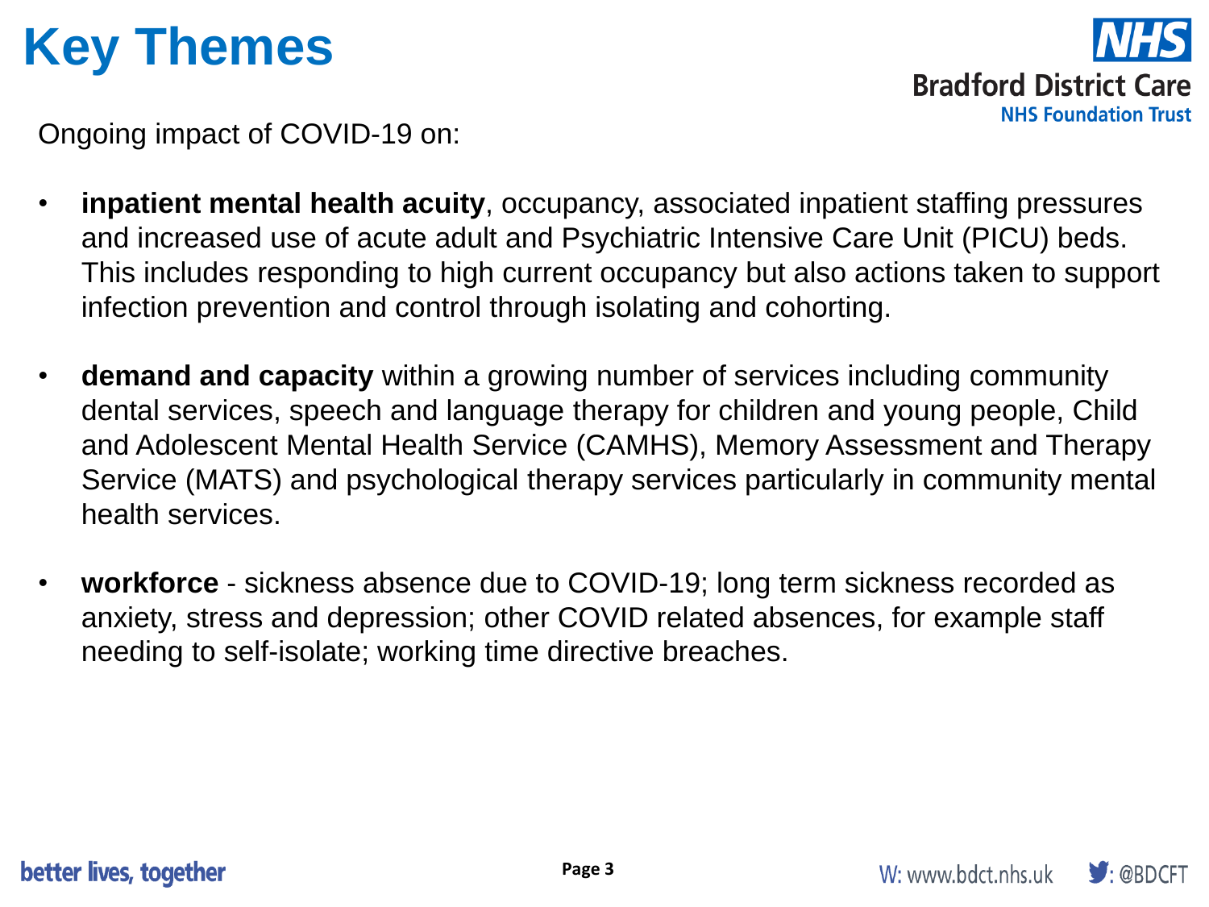# Key Themes

Ongoing impact of COVID-19 on:

- **inpatient mental health acuity**, occupancy, associated inpatient staffing pressures and increased use of acute adult and Psychiatric Intensive Care Unit (PICU) beds. This includes responding to high current occupancy but also actions taken to support infection prevention and control through isolating and cohorting.

- **demand and capacity** within a growing number of services including community dental services, speech and language therapy for children and young people, Child and Adolescent Mental Health Service (CAMHS), Memory Assessment and Therapy Service (MATS) and psychological therapy services particularly in community mental health services.

- **workforce** - sickness absence due to COVID-19; long term sickness recorded as anxiety, stress and depression; other COVID related absences, for example staff needing to self-isolate; working time directive breaches.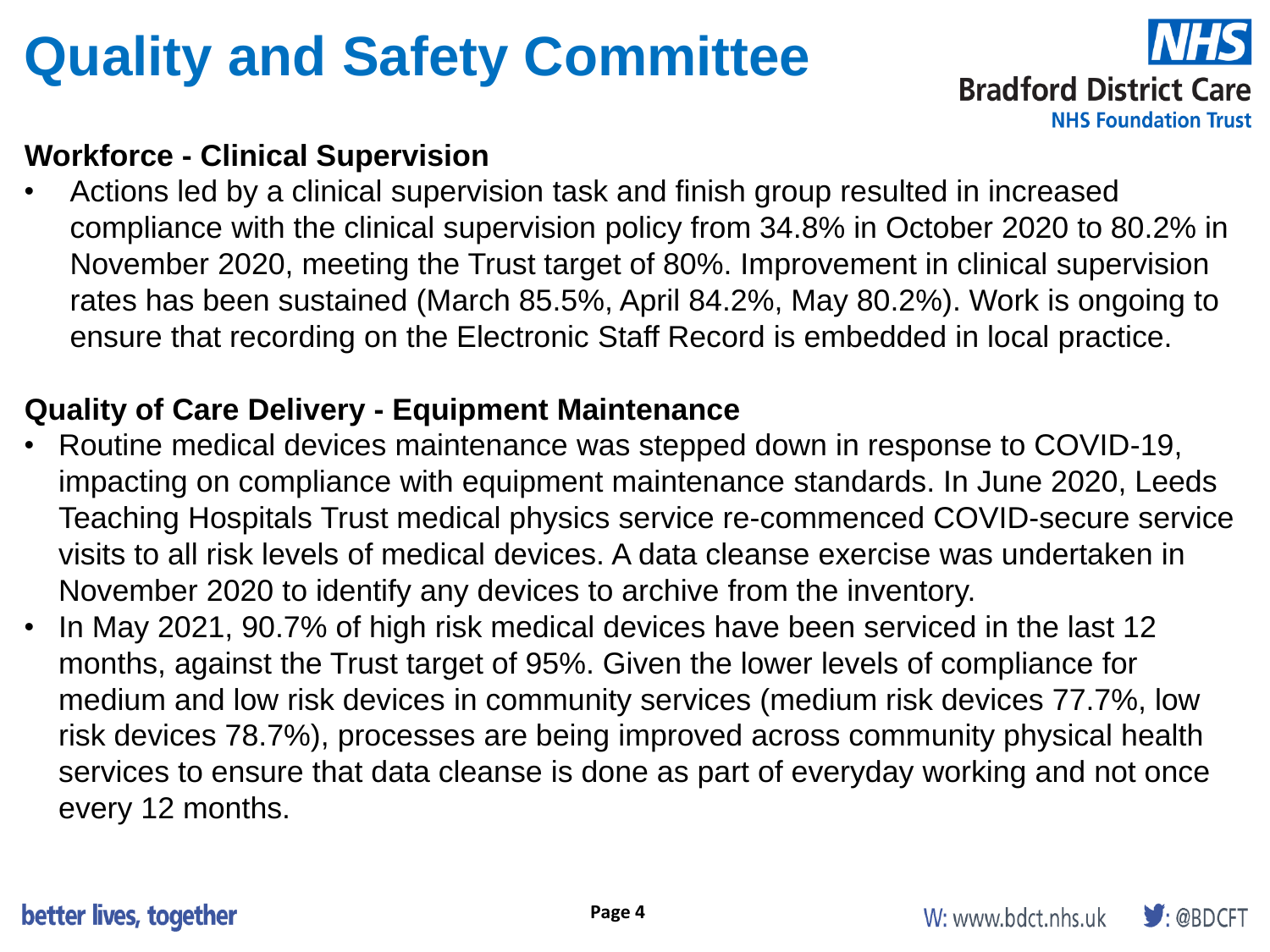# Quality and Safety Committee

**Workforce - Clinical Supervision**

- Actions led by a clinical supervision task and finish group resulted in increased compliance with the clinical supervision policy from 34.8% in October 2020 to 80.2% in November 2020, meeting the Trust target of 80%. Improvement in clinical supervision rates has been sustained (March 85.5%, April 84.2%, May 80.2%). Work is ongoing to ensure that recording on the Electronic Staff Record is embedded in local practice.

**Quality of Care Delivery - Equipment Maintenance**

- Routine medical devices maintenance was stepped down in response to COVID-19, impacting on compliance with equipment maintenance standards. In June 2020, Leeds Teaching Hospitals Trust medical physics service re-commenced COVID-secure service visits to all risk levels of medical devices. A data cleanse exercise was undertaken in November 2020 to identify any devices to archive from the inventory.
- In May 2021, 90.7% of high risk medical devices have been serviced in the last 12 months, against the Trust target of 95%. Given the lower levels of compliance for medium and low risk devices in community services (medium risk devices 77.7%, low risk devices 78.7%), processes are being improved across community physical health services to ensure that data cleanse is done as part of everyday working and not once every 12 months.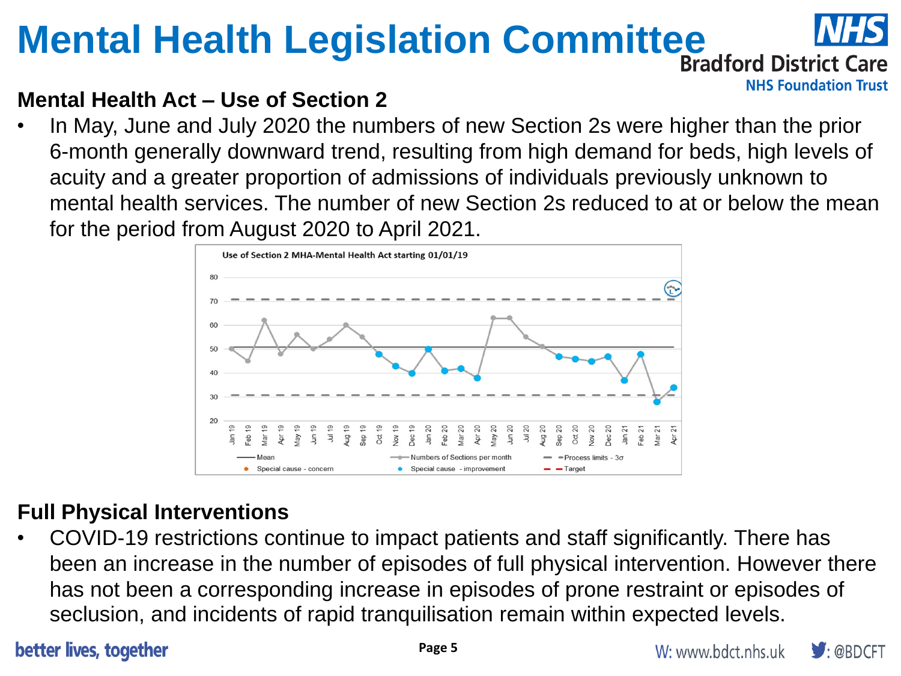# Mental Health Legislation Committee

## Mental Health Act – Use of Section 2

- In May, June and July 2020 the numbers of new Section 2s were higher than the prior 6-month generally downward trend, resulting from high demand for beds, high levels of acuity and a greater proportion of admissions of individuals previously unknown to mental health services. The number of new Section 2s reduced to at or below the mean for the period from August 2020 to April 2021.

## Full Physical Interventions

- COVID-19 restrictions continue to impact patients and staff significantly. There has been an increase in the number of episodes of full physical intervention. However there has not been a corresponding increase in episodes of prone restraint or episodes of seclusion, and incidents of rapid tranquilisation remain within expected levels.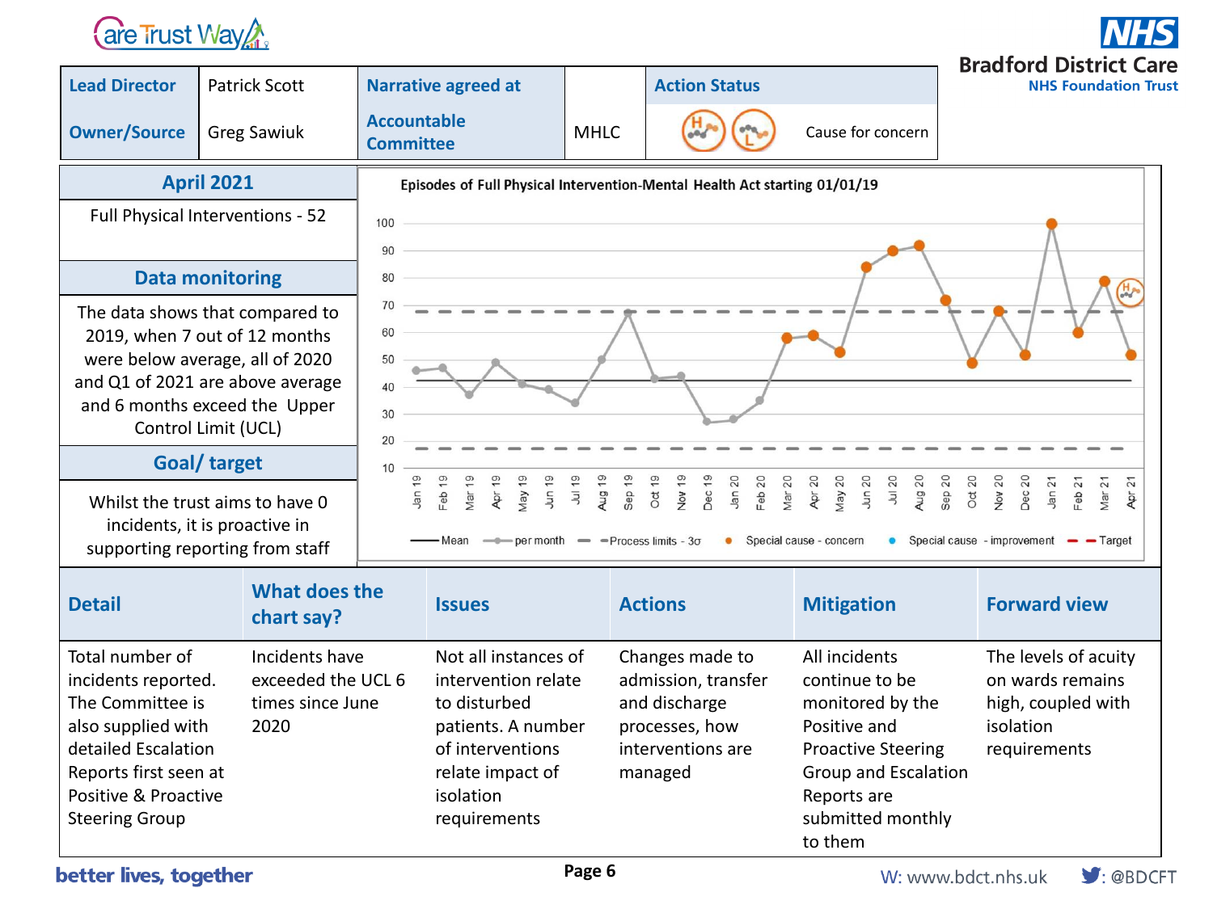| Lead Director | Patrick Scott | Narrative agreed at Accountable Committee | MHLC | Action Status | Cause for concern |
|---|---|---|---|---|---|
| Owner/Source | Greg Sawiuk | | | | |

## April 2021

Full Physical Interventions - 52

## Data monitoring

The data shows that compared to 2019, when 7 out of 12 months were below average, all of 2020 and Q1 of 2021 are above average and 6 months exceed the Upper Control Limit (UCL)

## Goal/ target

Whilst the trust aims to have 0 incidents, it is proactive in supporting reporting from staff

**Episodes of Full Physical Intervention-Mental Health Act starting 01/01/19**

Legend: Mean, per month, Process limits - 3σ, Special cause - concern, Special cause - improvement, Target

| Detail | What does the chart say? | Issues | Actions | Mitigation | Forward view |
|---|---|---|---|---|---|
| Total number of incidents reported. The Committee is also supplied with detailed Escalation Reports first seen at Positive & Proactive Steering Group | Incidents have exceeded the UCL 6 times since June 2020 | Not all instances of intervention relate to disturbed patients. A number of interventions relate impact of isolation requirements | Changes made to admission, transfer and discharge processes, how interventions are managed | All incidents continue to be monitored by the Positive and Proactive Steering Group and Escalation Reports are submitted monthly to them | The levels of acuity on wards remains high, coupled with isolation requirements |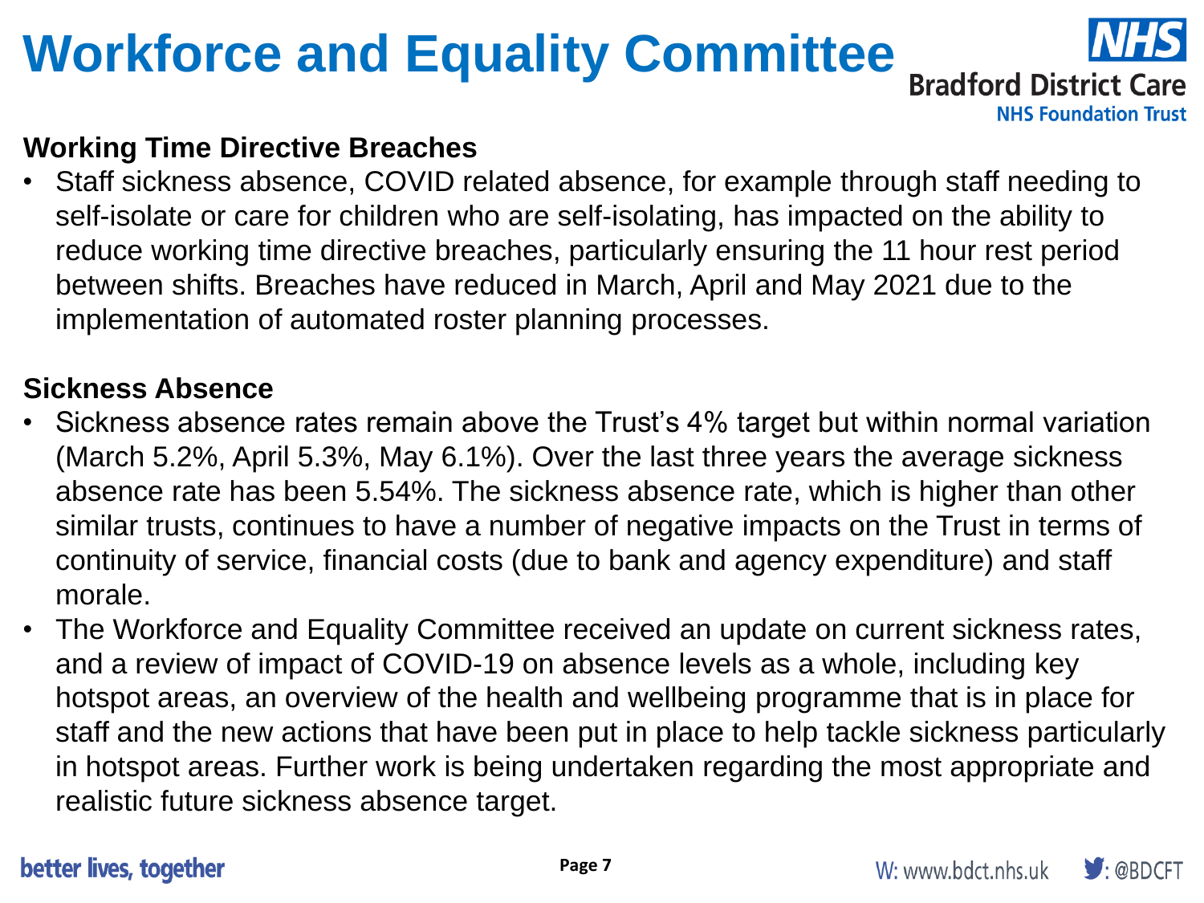# Workforce and Equality Committee

### Working Time Directive Breaches

- Staff sickness absence, COVID related absence, for example through staff needing to self-isolate or care for children who are self-isolating, has impacted on the ability to reduce working time directive breaches, particularly ensuring the 11 hour rest period between shifts. Breaches have reduced in March, April and May 2021 due to the implementation of automated roster planning processes.

### Sickness Absence

- Sickness absence rates remain above the Trust's 4% target but within normal variation (March 5.2%, April 5.3%, May 6.1%). Over the last three years the average sickness absence rate has been 5.54%. The sickness absence rate, which is higher than other similar trusts, continues to have a number of negative impacts on the Trust in terms of continuity of service, financial costs (due to bank and agency expenditure) and staff morale.
- The Workforce and Equality Committee received an update on current sickness rates, and a review of impact of COVID-19 on absence levels as a whole, including key hotspot areas, an overview of the health and wellbeing programme that is in place for staff and the new actions that have been put in place to help tackle sickness particularly in hotspot areas. Further work is being undertaken regarding the most appropriate and realistic future sickness absence target.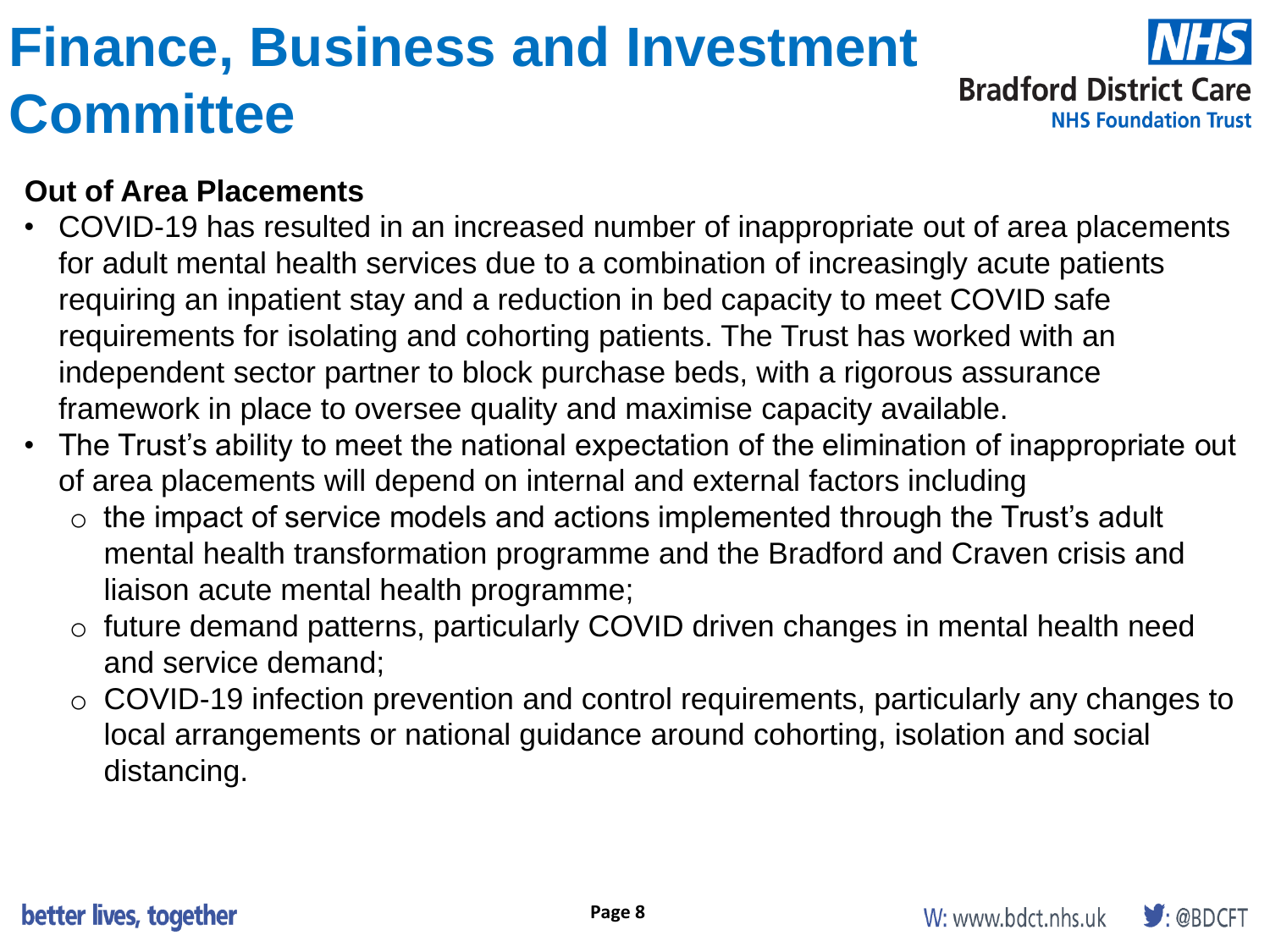# Finance, Business and Investment Committee

**Out of Area Placements**

- COVID-19 has resulted in an increased number of inappropriate out of area placements for adult mental health services due to a combination of increasingly acute patients requiring an inpatient stay and a reduction in bed capacity to meet COVID safe requirements for isolating and cohorting patients. The Trust has worked with an independent sector partner to block purchase beds, with a rigorous assurance framework in place to oversee quality and maximise capacity available.
- The Trust's ability to meet the national expectation of the elimination of inappropriate out of area placements will depend on internal and external factors including
  - the impact of service models and actions implemented through the Trust's adult mental health transformation programme and the Bradford and Craven crisis and liaison acute mental health programme;
  - future demand patterns, particularly COVID driven changes in mental health need and service demand;
  - COVID-19 infection prevention and control requirements, particularly any changes to local arrangements or national guidance around cohorting, isolation and social distancing.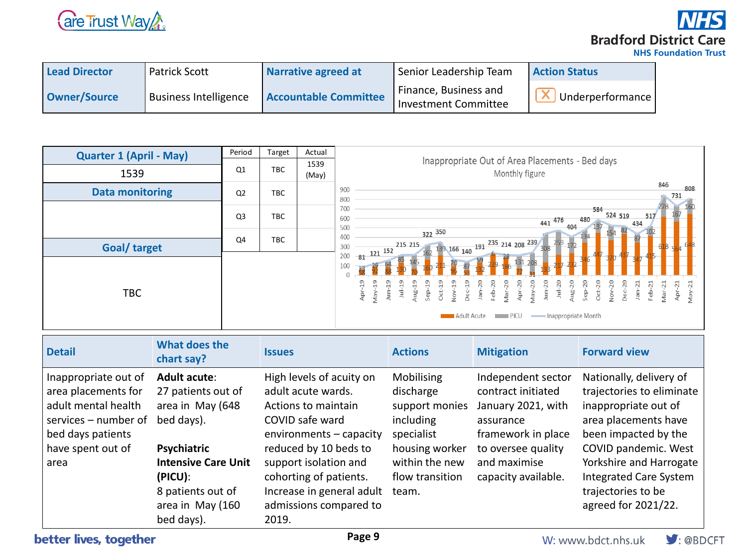| Lead Director | Patrick Scott | Narrative agreed at | Senior Leadership Team | Action Status |
|---|---|---|---|---|
| Owner/Source | Business Intelligence | Accountable Committee | Finance, Business and Investment Committee | ☒ Underperformance |

| Quarter 1 (April - May) | Period | Target | Actual |
|---|---|---|---|
| 1539 | Q1 | TBC | 1539 (May) |
| Data monitoring | Q2 | TBC | |
| | Q3 | TBC | |
| Goal/ target | Q4 | TBC | |
| TBC | | | |

**Inappropriate Out of Area Placements - Bed days**
Monthly figure

| Month | Adult Acute | PICU | Inappropriate Month |
|---|---|---|---|
| Apr-19 | 58 | 23 | 81 |
| May-19 | 92 | 29 | 121 |
| Jun-19 | 88 | 64 | 152 |
| Jul-19 | 130 | 85 | 215 |
| Aug-19 | 70 | 145 | 215 |
| Sep-19 | 160 | 162 | 322 |
| Oct-19 | 211 | 139 | 350 |
| Nov-19 | 96 | 70 | 166 |
| Dec-19 | 53 | 87 | 140 |
| Jan-20 | 132 | 59 | 191 |
| Feb-20 | 229 | 6 | 235 |
| Mar-20 | 186 | 28 | 214 |
| Apr-20 | 77 | 131 | 208 |
| May-20 | 31 | 208 | 239 |
| Jun-20 | 133 | 308 | 441 |
| Jul-20 | 217 | 259 | 476 |
| Aug-20 | 232 | 172 | 404 |
| Sep-20 | 346 | 134 | 480 |
| Oct-20 | 447 | 137 | 584 |
| Nov-20 | 370 | 154 | 524 |
| Dec-20 | 437 | 82 | 519 |
| Jan-21 | 347 | 87 | 434 |
| Feb-21 | 415 | 102 | 517 |
| Mar-21 | 618 | 228 | 846 |
| Apr-21 | 564 | 167 | 731 |
| May-21 | 648 | 160 | 808 |

| Detail | What does the chart say? | Issues | Actions | Mitigation | Forward view |
|---|---|---|---|---|---|
| Inappropriate out of area placements for adult mental health services – number of bed days patients have spent out of area | **Adult acute**: 27 patients out of area in May (648 bed days).<br><br>**Psychiatric Intensive Care Unit (PICU)**: 8 patients out of area in May (160 bed days). | High levels of acuity on adult acute wards. Actions to maintain COVID safe ward environments – capacity reduced by 10 beds to support isolation and cohorting of patients. Increase in general adult admissions compared to 2019. | Mobilising discharge support monies including specialist housing worker within the new flow transition team. | Independent sector contract initiated January 2021, with assurance framework in place to oversee quality and maximise capacity available. | Nationally, delivery of trajectories to eliminate inappropriate out of area placements have been impacted by the COVID pandemic. West Yorkshire and Harrogate Integrated Care System trajectories to be agreed for 2021/22. |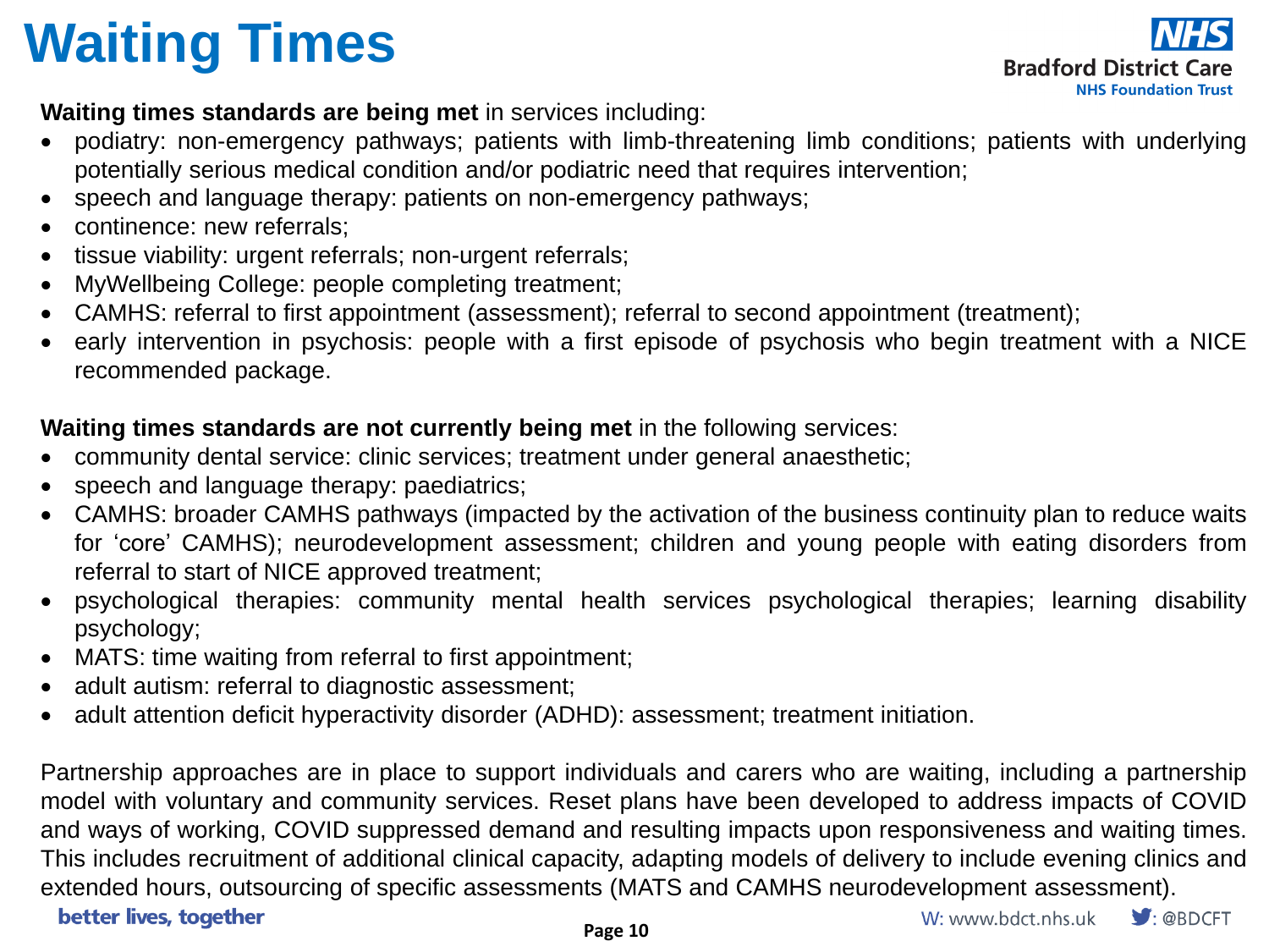# Waiting Times

**Waiting times standards are being met** in services including:

- podiatry: non-emergency pathways; patients with limb-threatening limb conditions; patients with underlying potentially serious medical condition and/or podiatric need that requires intervention;
- speech and language therapy: patients on non-emergency pathways;
- continence: new referrals;
- tissue viability: urgent referrals; non-urgent referrals;
- MyWellbeing College: people completing treatment;
- CAMHS: referral to first appointment (assessment); referral to second appointment (treatment);
- early intervention in psychosis: people with a first episode of psychosis who begin treatment with a NICE recommended package.

**Waiting times standards are not currently being met** in the following services:

- community dental service: clinic services; treatment under general anaesthetic;
- speech and language therapy: paediatrics;
- CAMHS: broader CAMHS pathways (impacted by the activation of the business continuity plan to reduce waits for 'core' CAMHS); neurodevelopment assessment; children and young people with eating disorders from referral to start of NICE approved treatment;
- psychological therapies: community mental health services psychological therapies; learning disability psychology;
- MATS: time waiting from referral to first appointment;
- adult autism: referral to diagnostic assessment;
- adult attention deficit hyperactivity disorder (ADHD): assessment; treatment initiation.

Partnership approaches are in place to support individuals and carers who are waiting, including a partnership model with voluntary and community services. Reset plans have been developed to address impacts of COVID and ways of working, COVID suppressed demand and resulting impacts upon responsiveness and waiting times. This includes recruitment of additional clinical capacity, adapting models of delivery to include evening clinics and extended hours, outsourcing of specific assessments (MATS and CAMHS neurodevelopment assessment).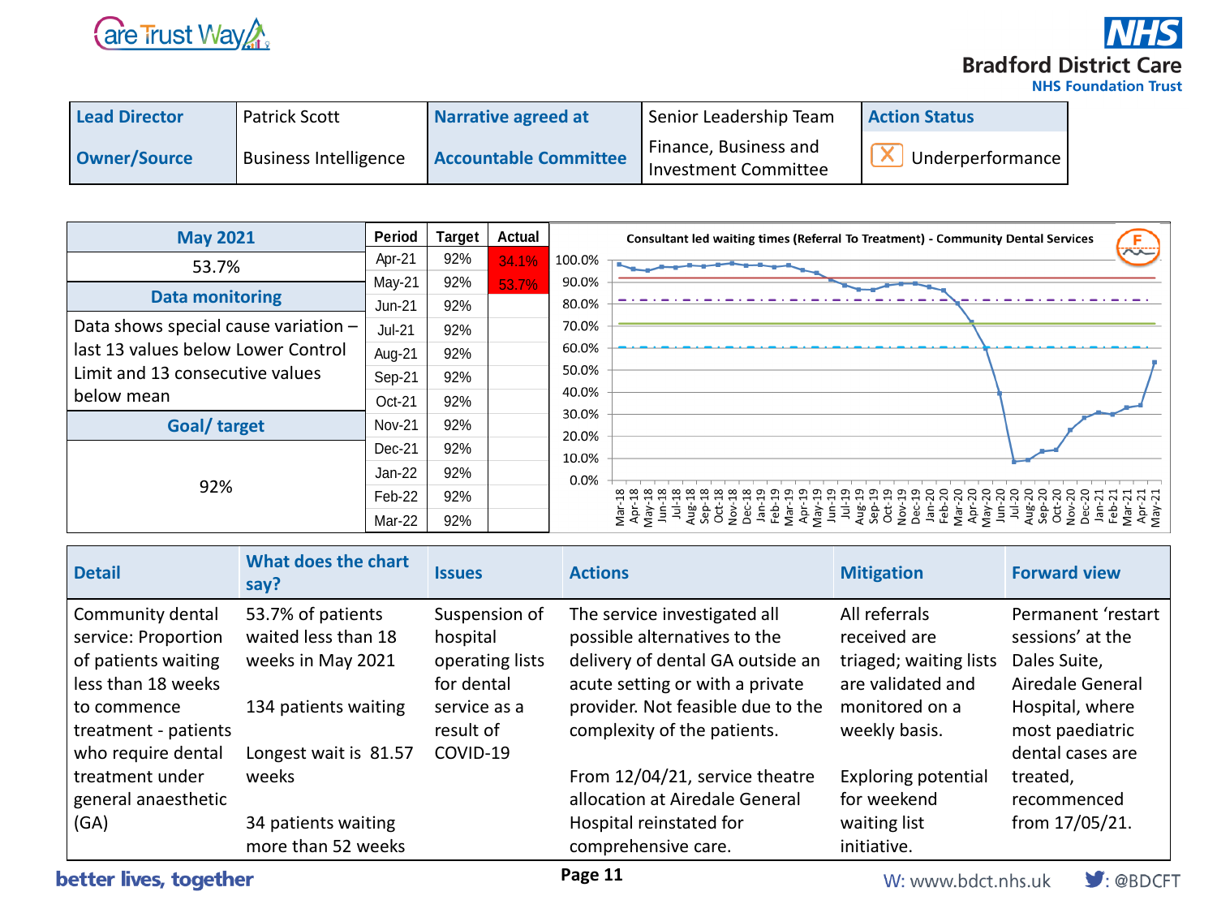| Lead Director | Patrick Scott | Narrative agreed at | Senior Leadership Team | Action Status |
|---|---|---|---|---|
| Owner/Source | Business Intelligence | Accountable Committee | Finance, Business and Investment Committee | Underperformance |

| May 2021 |
|---|
| 53.7% |
| **Data monitoring** |
| Data shows special cause variation – last 13 values below Lower Control Limit and 13 consecutive values below mean |
| **Goal/ target** |
| 92% |

| Period | Target | Actual |
|---|---|---|
| Apr-21 | 92% | 34.1% |
| May-21 | 92% | 53.7% |
| Jun-21 | 92% | |
| Jul-21 | 92% | |
| Aug-21 | 92% | |
| Sep-21 | 92% | |
| Oct-21 | 92% | |
| Nov-21 | 92% | |
| Dec-21 | 92% | |
| Jan-22 | 92% | |
| Feb-22 | 92% | |
| Mar-22 | 92% | |

Consultant led waiting times (Referral To Treatment) - Community Dental Services

100.0%
90.0%
80.0%
70.0%
60.0%
50.0%
40.0%
30.0%
20.0%
10.0%
0.0%

Mar-18 Apr-18 May-18 Jun-18 Jul-18 Aug-18 Sep-18 Oct-18 Nov-18 Dec-18 Jan-19 Feb-19 Mar-19 Apr-19 May-19 Jun-19 Jul-19 Aug-19 Sep-19 Oct-19 Nov-19 Dec-19 Jan-20 Feb-20 Mar-20 Apr-20 May-20 Jun-20 Jul-20 Aug-20 Sep-20 Oct-20 Nov-20 Dec-20 Jan-21 Feb-21 Mar-21 Apr-21 May-21

| Detail | What does the chart say? | Issues | Actions | Mitigation | Forward view |
|---|---|---|---|---|---|
| Community dental service: Proportion of patients waiting less than 18 weeks to commence treatment - patients who require dental treatment under general anaesthetic (GA) | 53.7% of patients waited less than 18 weeks in May 2021<br><br>134 patients waiting<br><br>Longest wait is 81.57 weeks<br><br>34 patients waiting more than 52 weeks | Suspension of hospital operating lists for dental service as a result of COVID-19 | The service investigated all possible alternatives to the delivery of dental GA outside an acute setting or with a private provider. Not feasible due to the complexity of the patients.<br><br>From 12/04/21, service theatre allocation at Airedale General Hospital reinstated for comprehensive care. | All referrals received are triaged; waiting lists are validated and monitored on a weekly basis.<br><br>Exploring potential for weekend waiting list initiative. | Permanent 'restart sessions' at the Dales Suite, Airedale General Hospital, where most paediatric dental cases are treated, recommenced from 17/05/21. |